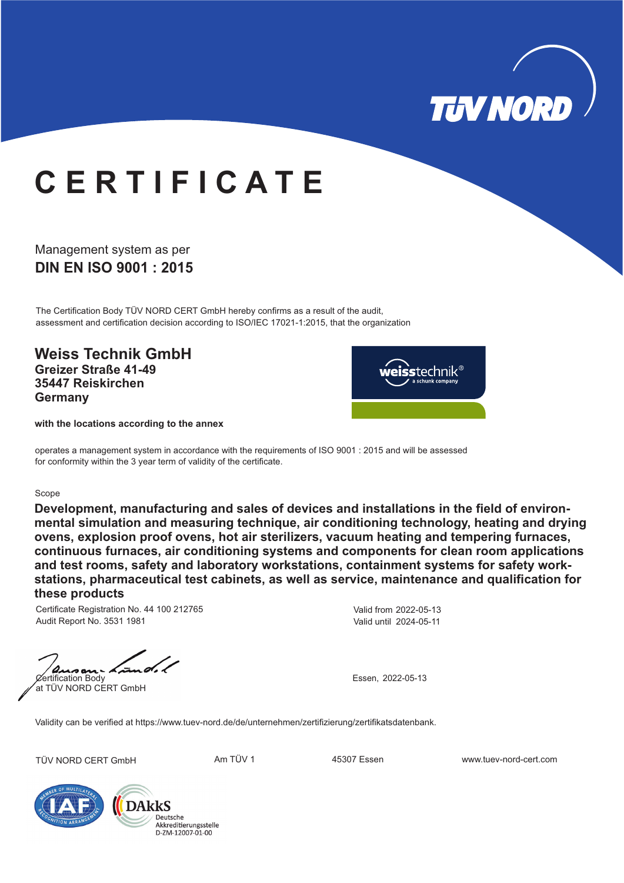# CERTIFICATE

Management system as per

**DIN EN ISO 9001 : 2015**

The Certification Body TÜV NORD CERT GmbH hereby confirms as a result of the audit, assessment and certification decision according to ISO/IEC 17021-1:2015, that the organization

## Weiss Technik GmbH

**Greizer Straße 41-49**
**35447 Reiskirchen**
**Germany**

**with the locations according to the annex**

operates a management system in accordance with the requirements of ISO 9001 : 2015 and will be assessed for conformity within the 3 year term of validity of the certificate.

Scope

**Development, manufacturing and sales of devices and installations in the field of environmental simulation and measuring technique, air conditioning technology, heating and drying ovens, explosion proof ovens, hot air sterilizers, vacuum heating and tempering furnaces, continuous furnaces, air conditioning systems and components for clean room applications and test rooms, safety and laboratory workstations, containment systems for safety workstations, pharmaceutical test cabinets, as well as service, maintenance and qualification for these products**

Certificate Registration No. 44 100 212765
Audit Report No. 3531 1981

Valid from 2022-05-13
Valid until 2024-05-11

Certification Body
at TÜV NORD CERT GmbH

Essen, 2022-05-13

Validity can be verified at https://www.tuev-nord.de/de/unternehmen/zertifizierung/zertifikatsdatenbank.

TÜV NORD CERT GmbH | Am TÜV 1 | 45307 Essen | www.tuev-nord-cert.com

DAkkS Deutsche Akkreditierungsstelle D-ZM-12007-01-00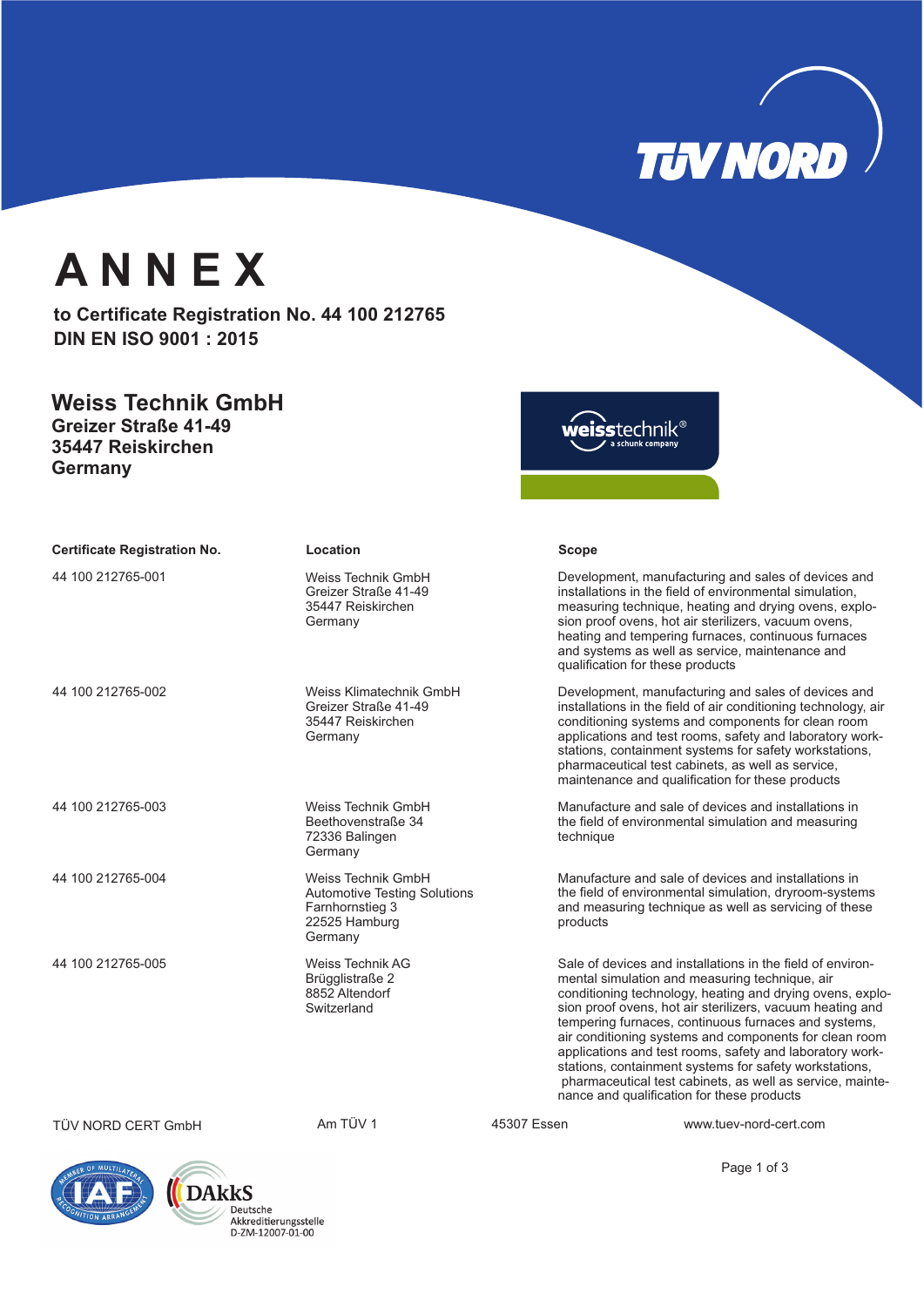# ANNEX

**to Certificate Registration No. 44 100 212765**
**DIN EN ISO 9001 : 2015**

## Weiss Technik GmbH

**Greizer Straße 41-49**
**35447 Reiskirchen**
**Germany**

| Certificate Registration No. | Location | Scope |
|---|---|---|
| 44 100 212765-001 | Weiss Technik GmbH<br>Greizer Straße 41-49<br>35447 Reiskirchen<br>Germany | Development, manufacturing and sales of devices and installations in the field of environmental simulation, measuring technique, heating and drying ovens, explosion proof ovens, hot air sterilizers, vacuum ovens, heating and tempering furnaces, continuous furnaces and systems as well as service, maintenance and qualification for these products |
| 44 100 212765-002 | Weiss Klimatechnik GmbH<br>Greizer Straße 41-49<br>35447 Reiskirchen<br>Germany | Development, manufacturing and sales of devices and installations in the field of air conditioning technology, air conditioning systems and components for clean room applications and test rooms, safety and laboratory workstations, containment systems for safety workstations, pharmaceutical test cabinets, as well as service, maintenance and qualification for these products |
| 44 100 212765-003 | Weiss Technik GmbH<br>Beethovenstraße 34<br>72336 Balingen<br>Germany | Manufacture and sale of devices and installations in the field of environmental simulation and measuring technique |
| 44 100 212765-004 | Weiss Technik GmbH<br>Automotive Testing Solutions<br>Farnhornstieg 3<br>22525 Hamburg<br>Germany | Manufacture and sale of devices and installations in the field of environmental simulation, dryroom-systems and measuring technique as well as servicing of these products |
| 44 100 212765-005 | Weiss Technik AG<br>Brügglistraße 2<br>8852 Altendorf<br>Switzerland | Sale of devices and installations in the field of environmental simulation and measuring technique, air conditioning technology, heating and drying ovens, explosion proof ovens, hot air sterilizers, vacuum heating and tempering furnaces, continuous furnaces and systems, air conditioning systems and components for clean room applications and test rooms, safety and laboratory workstations, containment systems for safety workstations, pharmaceutical test cabinets, as well as service, maintenance and qualification for these products |

TÜV NORD CERT GmbH | Am TÜV 1 | 45307 Essen | www.tuev-nord-cert.com

DAkkS Deutsche Akkreditierungsstelle D-ZM-12007-01-00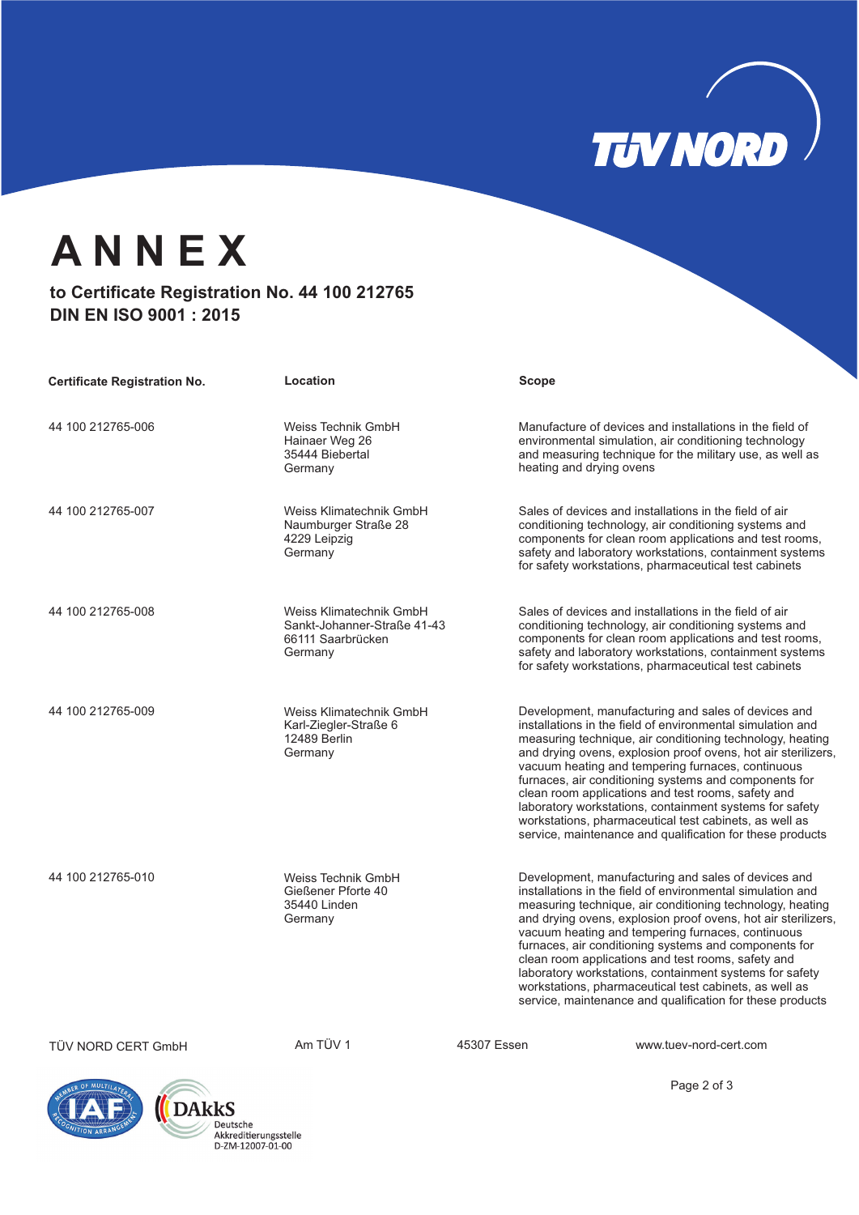# ANNEX

**to Certificate Registration No. 44 100 212765**
**DIN EN ISO 9001 : 2015**

| Certificate Registration No. | Location | Scope |
|---|---|---|
| 44 100 212765-006 | Weiss Technik GmbH<br>Hainaer Weg 26<br>35444 Biebertal<br>Germany | Manufacture of devices and installations in the field of environmental simulation, air conditioning technology and measuring technique for the military use, as well as heating and drying ovens |
| 44 100 212765-007 | Weiss Klimatechnik GmbH<br>Naumburger Straße 28<br>4229 Leipzig<br>Germany | Sales of devices and installations in the field of air conditioning technology, air conditioning systems and components for clean room applications and test rooms, safety and laboratory workstations, containment systems for safety workstations, pharmaceutical test cabinets |
| 44 100 212765-008 | Weiss Klimatechnik GmbH<br>Sankt-Johanner-Straße 41-43<br>66111 Saarbrücken<br>Germany | Sales of devices and installations in the field of air conditioning technology, air conditioning systems and components for clean room applications and test rooms, safety and laboratory workstations, containment systems for safety workstations, pharmaceutical test cabinets |
| 44 100 212765-009 | Weiss Klimatechnik GmbH<br>Karl-Ziegler-Straße 6<br>12489 Berlin<br>Germany | Development, manufacturing and sales of devices and installations in the field of environmental simulation and measuring technique, air conditioning technology, heating and drying ovens, explosion proof ovens, hot air sterilizers, vacuum heating and tempering furnaces, continuous furnaces, air conditioning systems and components for clean room applications and test rooms, safety and laboratory workstations, containment systems for safety workstations, pharmaceutical test cabinets, as well as service, maintenance and qualification for these products |
| 44 100 212765-010 | Weiss Technik GmbH<br>Gießener Pforte 40<br>35440 Linden<br>Germany | Development, manufacturing and sales of devices and installations in the field of environmental simulation and measuring technique, air conditioning technology, heating and drying ovens, explosion proof ovens, hot air sterilizers, vacuum heating and tempering furnaces, continuous furnaces, air conditioning systems and components for clean room applications and test rooms, safety and laboratory workstations, containment systems for safety workstations, pharmaceutical test cabinets, as well as service, maintenance and qualification for these products |

TÜV NORD CERT GmbH    Am TÜV 1    45307 Essen    www.tuev-nord-cert.com

DAkkS Deutsche Akkreditierungsstelle D-ZM-12007-01-00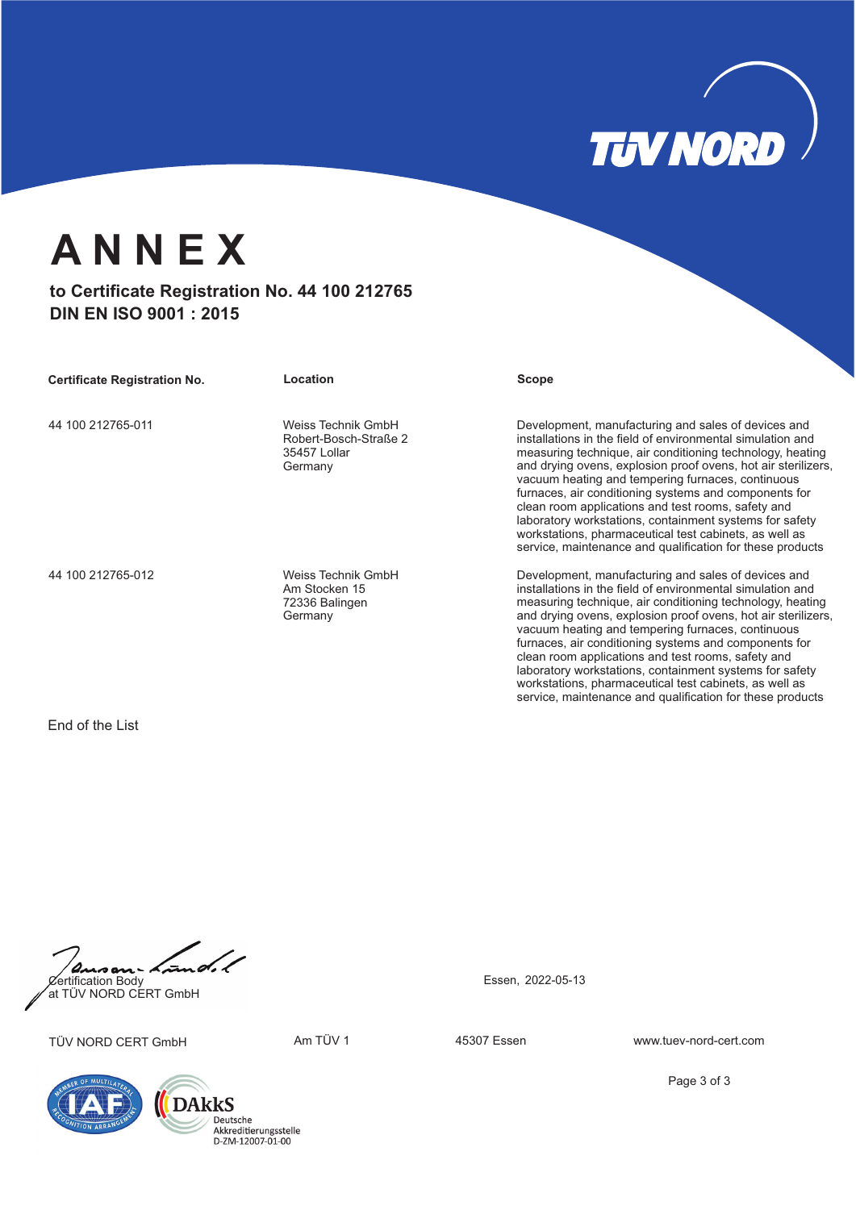# ANNEX

**to Certificate Registration No. 44 100 212765**
**DIN EN ISO 9001 : 2015**

| Certificate Registration No. | Location | Scope |
|---|---|---|
| 44 100 212765-011 | Weiss Technik GmbH<br>Robert-Bosch-Straße 2<br>35457 Lollar<br>Germany | Development, manufacturing and sales of devices and installations in the field of environmental simulation and measuring technique, air conditioning technology, heating and drying ovens, explosion proof ovens, hot air sterilizers, vacuum heating and tempering furnaces, continuous furnaces, air conditioning systems and components for clean room applications and test rooms, safety and laboratory workstations, containment systems for safety workstations, pharmaceutical test cabinets, as well as service, maintenance and qualification for these products |
| 44 100 212765-012 | Weiss Technik GmbH<br>Am Stocken 15<br>72336 Balingen<br>Germany | Development, manufacturing and sales of devices and installations in the field of environmental simulation and measuring technique, air conditioning technology, heating and drying ovens, explosion proof ovens, hot air sterilizers, vacuum heating and tempering furnaces, continuous furnaces, air conditioning systems and components for clean room applications and test rooms, safety and laboratory workstations, containment systems for safety workstations, pharmaceutical test cabinets, as well as service, maintenance and qualification for these products |

End of the List

Certification Body
at TÜV NORD CERT GmbH

Essen, 2022-05-13

TÜV NORD CERT GmbH     Am TÜV 1     45307 Essen     www.tuev-nord-cert.com

DAkkS
Deutsche
Akkreditierungsstelle
D-ZM-12007-01-00